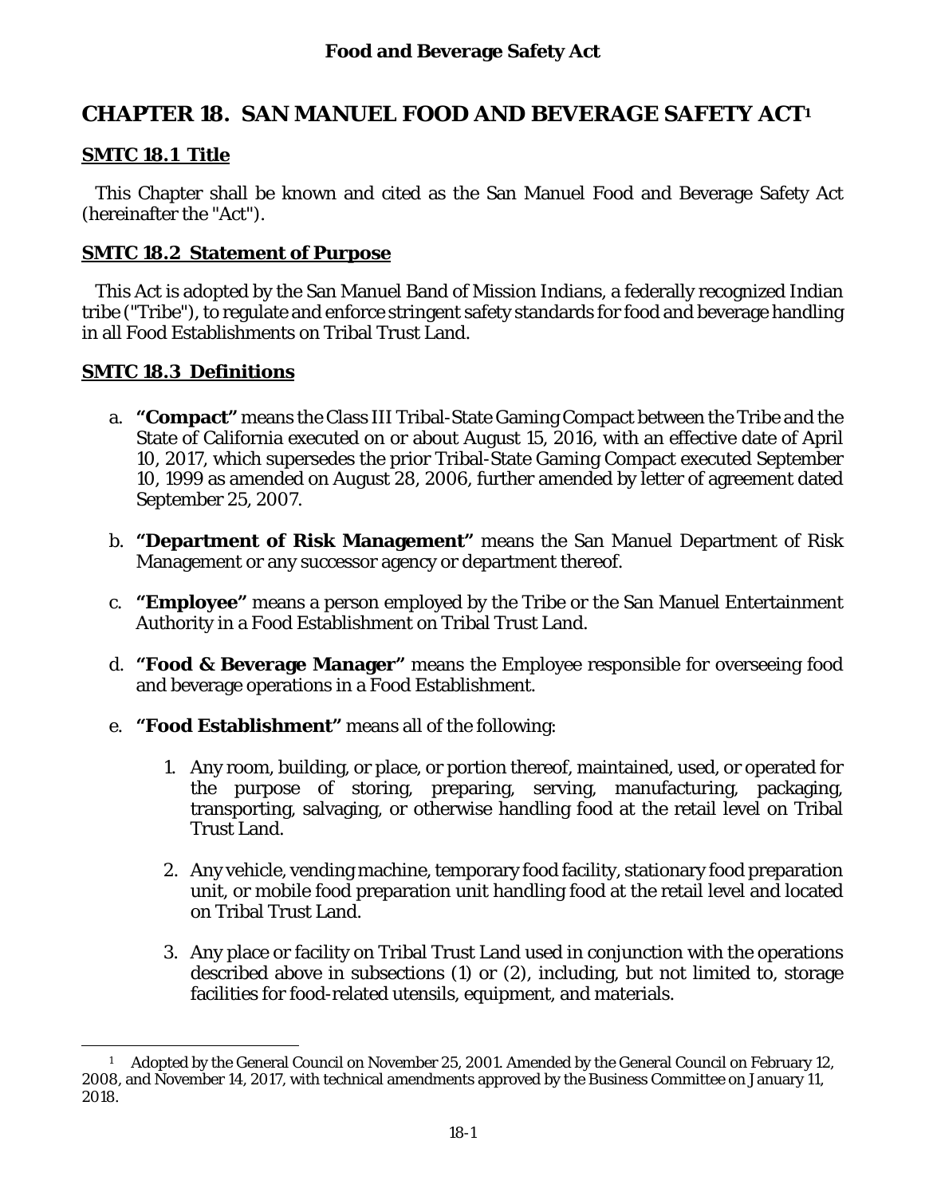# CHAPTER 18. SAN MANUEL FOOD AND BEVERAGE SAFETY ACT[1]

## SMTC 18.1 Title

This Chapter shall be known and cited as the San Manuel Food and Beverage Safety Act (hereinafter the "Act").

## SMTC 18.2 Statement of Purpose

This Act is adopted by the San Manuel Band of Mission Indians, a federally recognized Indian tribe ("Tribe"), to regulate and enforce stringent safety standards for food and beverage handling in all Food Establishments on Tribal Trust Land.

## SMTC 18.3 Definitions

a. **"Compact"** means the Class III Tribal-State Gaming Compact between the Tribe and the State of California executed on or about August 15, 2016, with an effective date of April 10, 2017, which supersedes the prior Tribal-State Gaming Compact executed September 10, 1999 as amended on August 28, 2006, further amended by letter of agreement dated September 25, 2007.

b. **"Department of Risk Management"** means the San Manuel Department of Risk Management or any successor agency or department thereof.

c. **"Employee"** means a person employed by the Tribe or the San Manuel Entertainment Authority in a Food Establishment on Tribal Trust Land.

d. **"Food & Beverage Manager"** means the Employee responsible for overseeing food and beverage operations in a Food Establishment.

e. **"Food Establishment"** means all of the following:

   1. Any room, building, or place, or portion thereof, maintained, used, or operated for the purpose of storing, preparing, serving, manufacturing, packaging, transporting, salvaging, or otherwise handling food at the retail level on Tribal Trust Land.

   2. Any vehicle, vending machine, temporary food facility, stationary food preparation unit, or mobile food preparation unit handling food at the retail level and located on Tribal Trust Land.

   3. Any place or facility on Tribal Trust Land used in conjunction with the operations described above in subsections (1) or (2), including, but not limited to, storage facilities for food-related utensils, equipment, and materials.

---

[1] Adopted by the General Council on November 25, 2001. Amended by the General Council on February 12, 2008, and November 14, 2017, with technical amendments approved by the Business Committee on January 11, 2018.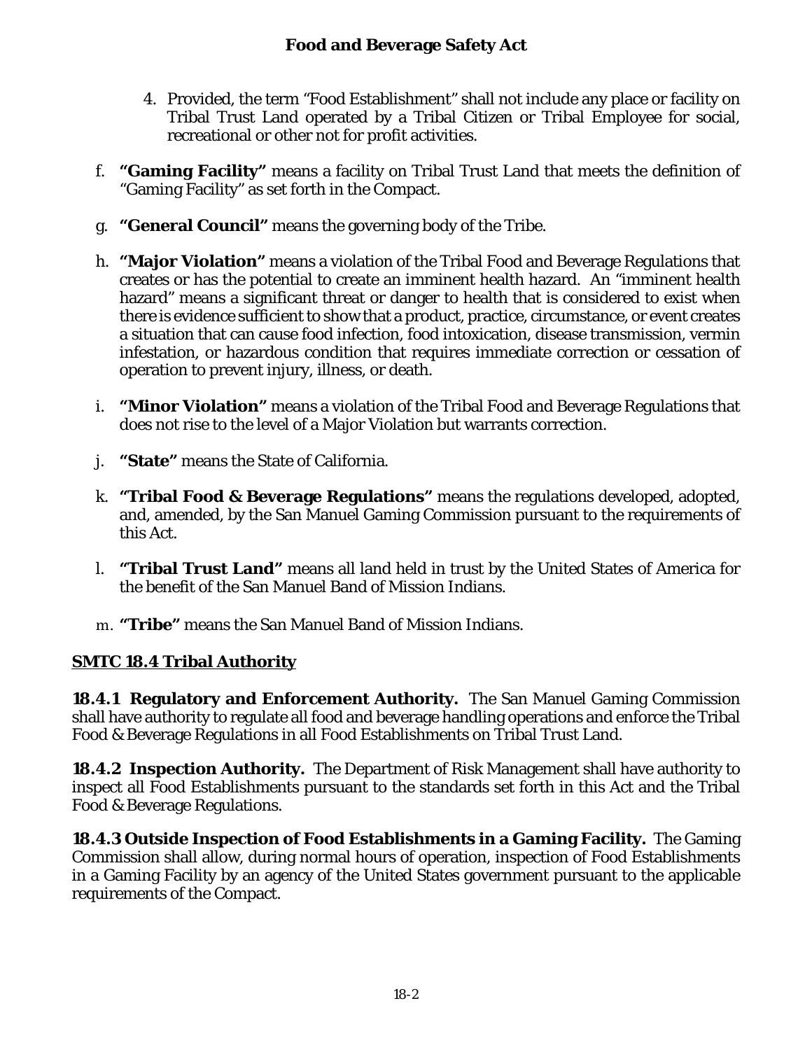4. Provided, the term "Food Establishment" shall not include any place or facility on Tribal Trust Land operated by a Tribal Citizen or Tribal Employee for social, recreational or other not for profit activities.

f. **"Gaming Facility"** means a facility on Tribal Trust Land that meets the definition of "Gaming Facility" as set forth in the Compact.

g. **"General Council"** means the governing body of the Tribe.

h. **"Major Violation"** means a violation of the Tribal Food and Beverage Regulations that creates or has the potential to create an imminent health hazard. An "imminent health hazard" means a significant threat or danger to health that is considered to exist when there is evidence sufficient to show that a product, practice, circumstance, or event creates a situation that can cause food infection, food intoxication, disease transmission, vermin infestation, or hazardous condition that requires immediate correction or cessation of operation to prevent injury, illness, or death.

i. **"Minor Violation"** means a violation of the Tribal Food and Beverage Regulations that does not rise to the level of a Major Violation but warrants correction.

j. **"State"** means the State of California.

k. **"Tribal Food & Beverage Regulations"** means the regulations developed, adopted, and, amended, by the San Manuel Gaming Commission pursuant to the requirements of this Act.

l. **"Tribal Trust Land"** means all land held in trust by the United States of America for the benefit of the San Manuel Band of Mission Indians.

m. **"Tribe"** means the San Manuel Band of Mission Indians.

## SMTC 18.4 Tribal Authority

**18.4.1 Regulatory and Enforcement Authority.** The San Manuel Gaming Commission shall have authority to regulate all food and beverage handling operations and enforce the Tribal Food & Beverage Regulations in all Food Establishments on Tribal Trust Land.

**18.4.2 Inspection Authority.** The Department of Risk Management shall have authority to inspect all Food Establishments pursuant to the standards set forth in this Act and the Tribal Food & Beverage Regulations.

**18.4.3 Outside Inspection of Food Establishments in a Gaming Facility.** The Gaming Commission shall allow, during normal hours of operation, inspection of Food Establishments in a Gaming Facility by an agency of the United States government pursuant to the applicable requirements of the Compact.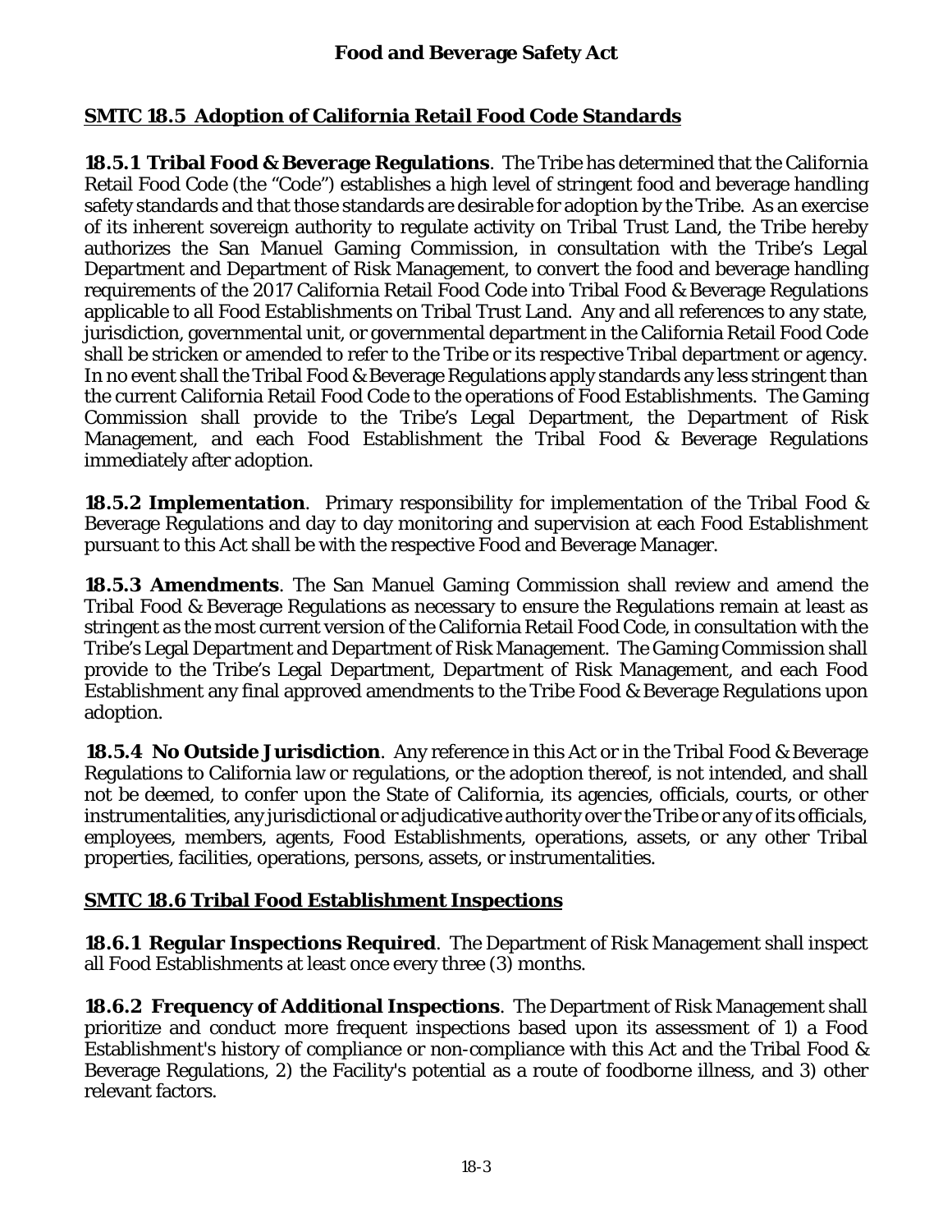## SMTC 18.5 Adoption of California Retail Food Code Standards

**18.5.1 Tribal Food & Beverage Regulations**. The Tribe has determined that the California Retail Food Code (the "Code") establishes a high level of stringent food and beverage handling safety standards and that those standards are desirable for adoption by the Tribe. As an exercise of its inherent sovereign authority to regulate activity on Tribal Trust Land, the Tribe hereby authorizes the San Manuel Gaming Commission, in consultation with the Tribe's Legal Department and Department of Risk Management, to convert the food and beverage handling requirements of the 2017 California Retail Food Code into Tribal Food & Beverage Regulations applicable to all Food Establishments on Tribal Trust Land. Any and all references to any state, jurisdiction, governmental unit, or governmental department in the California Retail Food Code shall be stricken or amended to refer to the Tribe or its respective Tribal department or agency. In no event shall the Tribal Food & Beverage Regulations apply standards any less stringent than the current California Retail Food Code to the operations of Food Establishments. The Gaming Commission shall provide to the Tribe's Legal Department, the Department of Risk Management, and each Food Establishment the Tribal Food & Beverage Regulations immediately after adoption.

**18.5.2 Implementation**. Primary responsibility for implementation of the Tribal Food & Beverage Regulations and day to day monitoring and supervision at each Food Establishment pursuant to this Act shall be with the respective Food and Beverage Manager.

**18.5.3 Amendments**. The San Manuel Gaming Commission shall review and amend the Tribal Food & Beverage Regulations as necessary to ensure the Regulations remain at least as stringent as the most current version of the California Retail Food Code, in consultation with the Tribe's Legal Department and Department of Risk Management. The Gaming Commission shall provide to the Tribe's Legal Department, Department of Risk Management, and each Food Establishment any final approved amendments to the Tribe Food & Beverage Regulations upon adoption.

**18.5.4 No Outside Jurisdiction**. Any reference in this Act or in the Tribal Food & Beverage Regulations to California law or regulations, or the adoption thereof, is not intended, and shall not be deemed, to confer upon the State of California, its agencies, officials, courts, or other instrumentalities, any jurisdictional or adjudicative authority over the Tribe or any of its officials, employees, members, agents, Food Establishments, operations, assets, or any other Tribal properties, facilities, operations, persons, assets, or instrumentalities.

## SMTC 18.6 Tribal Food Establishment Inspections

**18.6.1 Regular Inspections Required**. The Department of Risk Management shall inspect all Food Establishments at least once every three (3) months.

**18.6.2 Frequency of Additional Inspections**. The Department of Risk Management shall prioritize and conduct more frequent inspections based upon its assessment of 1) a Food Establishment's history of compliance or non-compliance with this Act and the Tribal Food & Beverage Regulations, 2) the Facility's potential as a route of foodborne illness, and 3) other relevant factors.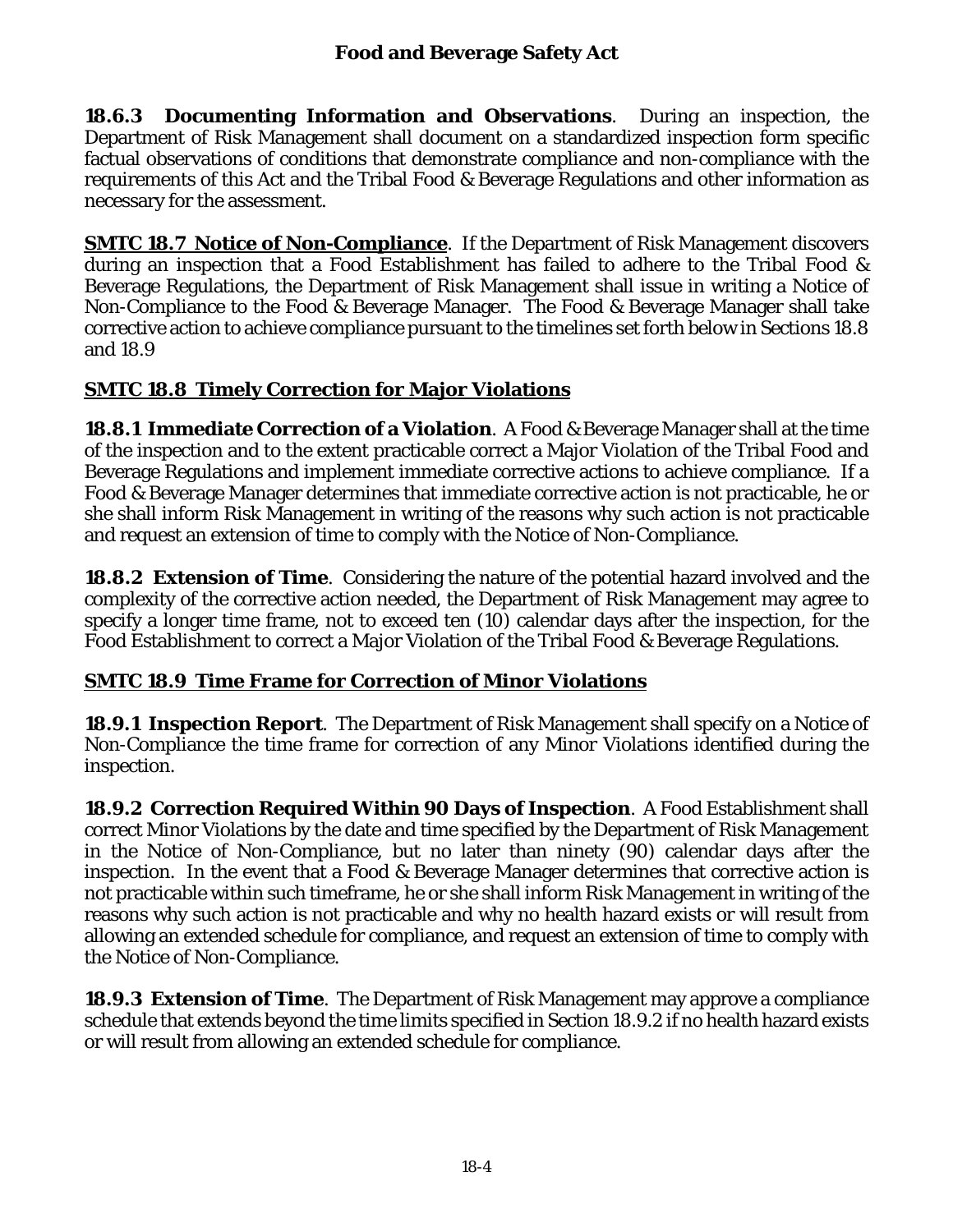**18.6.3 Documenting Information and Observations**. During an inspection, the Department of Risk Management shall document on a standardized inspection form specific factual observations of conditions that demonstrate compliance and non-compliance with the requirements of this Act and the Tribal Food & Beverage Regulations and other information as necessary for the assessment.

**SMTC 18.7 Notice of Non-Compliance**. If the Department of Risk Management discovers during an inspection that a Food Establishment has failed to adhere to the Tribal Food & Beverage Regulations, the Department of Risk Management shall issue in writing a Notice of Non-Compliance to the Food & Beverage Manager. The Food & Beverage Manager shall take corrective action to achieve compliance pursuant to the timelines set forth below in Sections 18.8 and 18.9

## SMTC 18.8 Timely Correction for Major Violations

**18.8.1 Immediate Correction of a Violation**. A Food & Beverage Manager shall at the time of the inspection and to the extent practicable correct a Major Violation of the Tribal Food and Beverage Regulations and implement immediate corrective actions to achieve compliance. If a Food & Beverage Manager determines that immediate corrective action is not practicable, he or she shall inform Risk Management in writing of the reasons why such action is not practicable and request an extension of time to comply with the Notice of Non-Compliance.

**18.8.2 Extension of Time**. Considering the nature of the potential hazard involved and the complexity of the corrective action needed, the Department of Risk Management may agree to specify a longer time frame, not to exceed ten (10) calendar days after the inspection, for the Food Establishment to correct a Major Violation of the Tribal Food & Beverage Regulations.

## SMTC 18.9 Time Frame for Correction of Minor Violations

**18.9.1 Inspection Report**. The Department of Risk Management shall specify on a Notice of Non-Compliance the time frame for correction of any Minor Violations identified during the inspection.

**18.9.2 Correction Required Within 90 Days of Inspection**. A Food Establishment shall correct Minor Violations by the date and time specified by the Department of Risk Management in the Notice of Non-Compliance, but no later than ninety (90) calendar days after the inspection. In the event that a Food & Beverage Manager determines that corrective action is not practicable within such timeframe, he or she shall inform Risk Management in writing of the reasons why such action is not practicable and why no health hazard exists or will result from allowing an extended schedule for compliance, and request an extension of time to comply with the Notice of Non-Compliance.

**18.9.3 Extension of Time**. The Department of Risk Management may approve a compliance schedule that extends beyond the time limits specified in Section 18.9.2 if no health hazard exists or will result from allowing an extended schedule for compliance.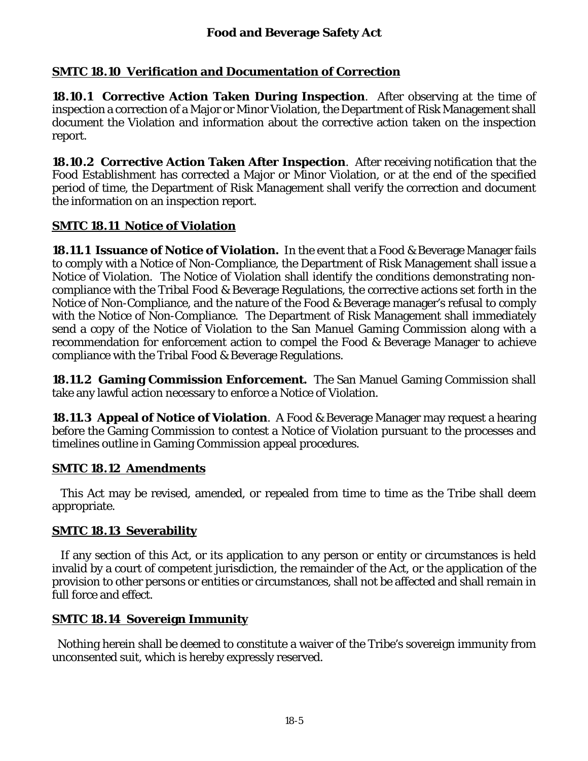## SMTC 18.10 Verification and Documentation of Correction

**18.10.1 Corrective Action Taken During Inspection**. After observing at the time of inspection a correction of a Major or Minor Violation, the Department of Risk Management shall document the Violation and information about the corrective action taken on the inspection report.

**18.10.2 Corrective Action Taken After Inspection**. After receiving notification that the Food Establishment has corrected a Major or Minor Violation, or at the end of the specified period of time, the Department of Risk Management shall verify the correction and document the information on an inspection report.

## SMTC 18.11 Notice of Violation

**18.11.1 Issuance of Notice of Violation.** In the event that a Food & Beverage Manager fails to comply with a Notice of Non-Compliance, the Department of Risk Management shall issue a Notice of Violation. The Notice of Violation shall identify the conditions demonstrating non-compliance with the Tribal Food & Beverage Regulations, the corrective actions set forth in the Notice of Non-Compliance, and the nature of the Food & Beverage manager's refusal to comply with the Notice of Non-Compliance. The Department of Risk Management shall immediately send a copy of the Notice of Violation to the San Manuel Gaming Commission along with a recommendation for enforcement action to compel the Food & Beverage Manager to achieve compliance with the Tribal Food & Beverage Regulations.

**18.11.2 Gaming Commission Enforcement.** The San Manuel Gaming Commission shall take any lawful action necessary to enforce a Notice of Violation.

**18.11.3 Appeal of Notice of Violation**. A Food & Beverage Manager may request a hearing before the Gaming Commission to contest a Notice of Violation pursuant to the processes and timelines outline in Gaming Commission appeal procedures.

## SMTC 18.12 Amendments

This Act may be revised, amended, or repealed from time to time as the Tribe shall deem appropriate.

## SMTC 18.13 Severability

If any section of this Act, or its application to any person or entity or circumstances is held invalid by a court of competent jurisdiction, the remainder of the Act, or the application of the provision to other persons or entities or circumstances, shall not be affected and shall remain in full force and effect.

## SMTC 18.14 Sovereign Immunity

Nothing herein shall be deemed to constitute a waiver of the Tribe's sovereign immunity from unconsented suit, which is hereby expressly reserved.